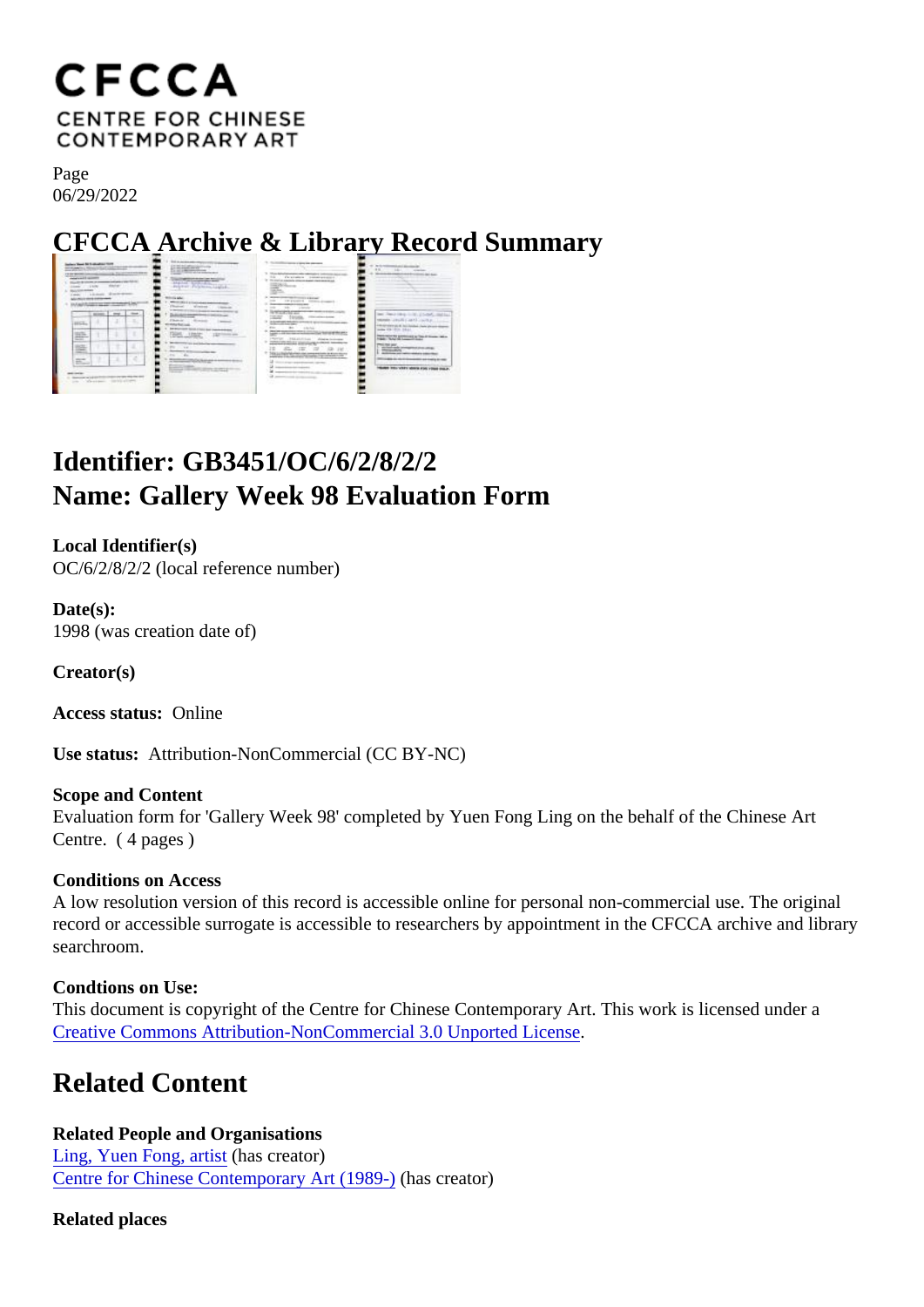CFCCA
CENTRE FOR CHINESE CONTEMPORARY ART

Page
06/29/2022

# CFCCA Archive & Library Record Summary

## Identifier: GB3451/OC/6/2/8/2/2
## Name: Gallery Week 98 Evaluation Form

**Local Identifier(s)**
OC/6/2/8/2/2 (local reference number)

**Date(s):**
1998 (was creation date of)

**Creator(s)**

**Access status:** Online

**Use status:** Attribution-NonCommercial (CC BY-NC)

**Scope and Content**
Evaluation form for 'Gallery Week 98' completed by Yuen Fong Ling on the behalf of the Chinese Art Centre. ( 4 pages )

**Conditions on Access**
A low resolution version of this record is accessible online for personal non-commercial use. The original record or accessible surrogate is accessible to researchers by appointment in the CFCCA archive and library searchroom.

**Condtions on Use:**
This document is copyright of the Centre for Chinese Contemporary Art. This work is licensed under a Creative Commons Attribution-NonCommercial 3.0 Unported License.

## Related Content

**Related People and Organisations**
Ling, Yuen Fong, artist (has creator)
Centre for Chinese Contemporary Art (1989-) (has creator)

**Related places**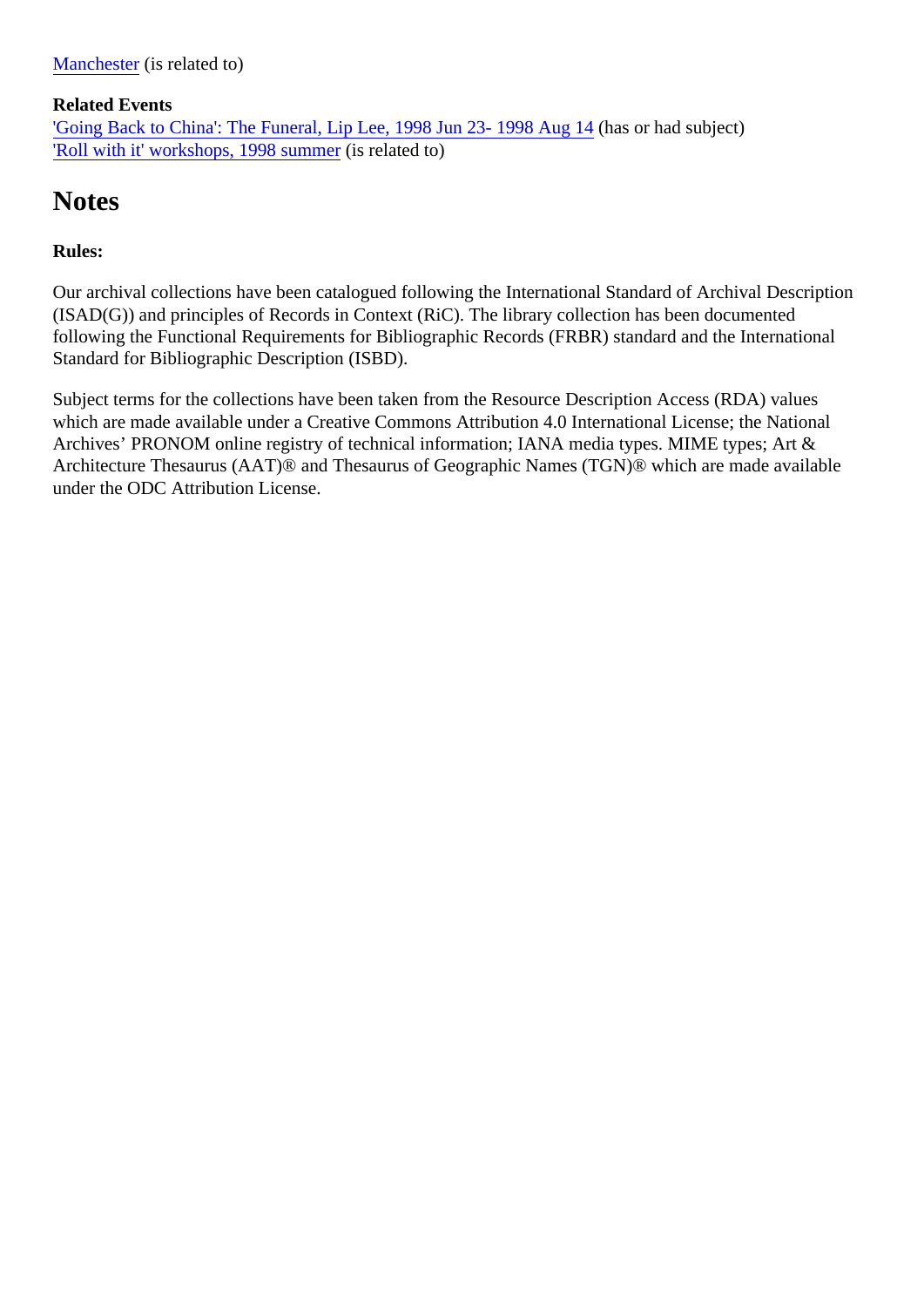Manchester (is related to)

**Related Events**
'Going Back to China': The Funeral, Lip Lee, 1998 Jun 23- 1998 Aug 14 (has or had subject)
'Roll with it' workshops, 1998 summer (is related to)

## Notes

**Rules:**

Our archival collections have been catalogued following the International Standard of Archival Description (ISAD(G)) and principles of Records in Context (RiC). The library collection has been documented following the Functional Requirements for Bibliographic Records (FRBR) standard and the International Standard for Bibliographic Description (ISBD).

Subject terms for the collections have been taken from the Resource Description Access (RDA) values which are made available under a Creative Commons Attribution 4.0 International License; the National Archives' PRONOM online registry of technical information; IANA media types. MIME types; Art & Architecture Thesaurus (AAT)® and Thesaurus of Geographic Names (TGN)® which are made available under the ODC Attribution License.